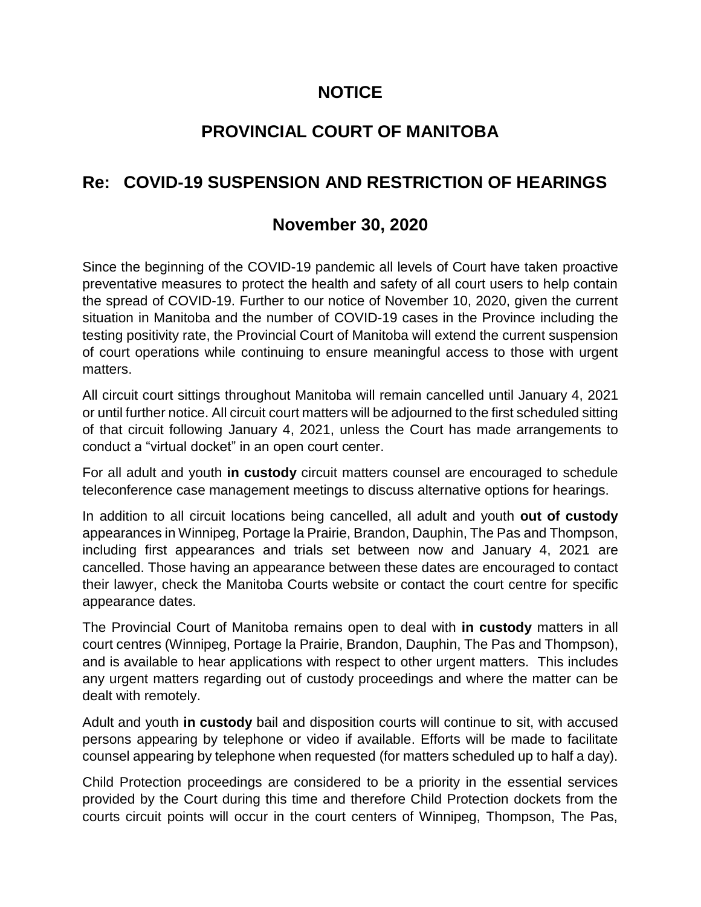# NOTICE

# PROVINCIAL COURT OF MANITOBA

## Re: COVID-19 SUSPENSION AND RESTRICTION OF HEARINGS

## November 30, 2020

Since the beginning of the COVID-19 pandemic all levels of Court have taken proactive preventative measures to protect the health and safety of all court users to help contain the spread of COVID-19. Further to our notice of November 10, 2020, given the current situation in Manitoba and the number of COVID-19 cases in the Province including the testing positivity rate, the Provincial Court of Manitoba will extend the current suspension of court operations while continuing to ensure meaningful access to those with urgent matters.

All circuit court sittings throughout Manitoba will remain cancelled until January 4, 2021 or until further notice. All circuit court matters will be adjourned to the first scheduled sitting of that circuit following January 4, 2021, unless the Court has made arrangements to conduct a "virtual docket" in an open court center.

For all adult and youth **in custody** circuit matters counsel are encouraged to schedule teleconference case management meetings to discuss alternative options for hearings.

In addition to all circuit locations being cancelled, all adult and youth **out of custody** appearances in Winnipeg, Portage la Prairie, Brandon, Dauphin, The Pas and Thompson, including first appearances and trials set between now and January 4, 2021 are cancelled. Those having an appearance between these dates are encouraged to contact their lawyer, check the Manitoba Courts website or contact the court centre for specific appearance dates.

The Provincial Court of Manitoba remains open to deal with **in custody** matters in all court centres (Winnipeg, Portage la Prairie, Brandon, Dauphin, The Pas and Thompson), and is available to hear applications with respect to other urgent matters. This includes any urgent matters regarding out of custody proceedings and where the matter can be dealt with remotely.

Adult and youth **in custody** bail and disposition courts will continue to sit, with accused persons appearing by telephone or video if available. Efforts will be made to facilitate counsel appearing by telephone when requested (for matters scheduled up to half a day).

Child Protection proceedings are considered to be a priority in the essential services provided by the Court during this time and therefore Child Protection dockets from the courts circuit points will occur in the court centers of Winnipeg, Thompson, The Pas,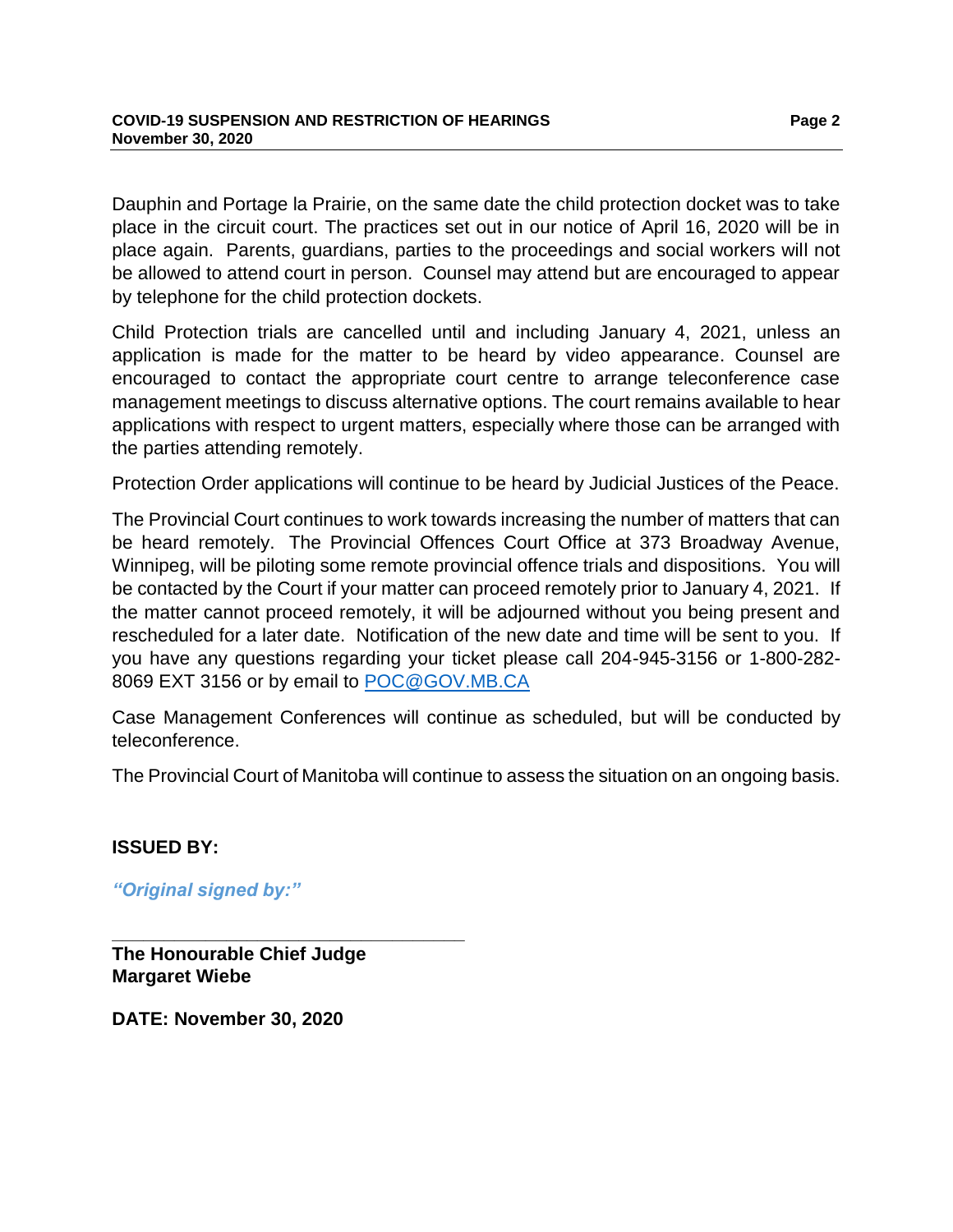Dauphin and Portage la Prairie, on the same date the child protection docket was to take place in the circuit court. The practices set out in our notice of April 16, 2020 will be in place again. Parents, guardians, parties to the proceedings and social workers will not be allowed to attend court in person. Counsel may attend but are encouraged to appear by telephone for the child protection dockets.

Child Protection trials are cancelled until and including January 4, 2021, unless an application is made for the matter to be heard by video appearance. Counsel are encouraged to contact the appropriate court centre to arrange teleconference case management meetings to discuss alternative options. The court remains available to hear applications with respect to urgent matters, especially where those can be arranged with the parties attending remotely.

Protection Order applications will continue to be heard by Judicial Justices of the Peace.

The Provincial Court continues to work towards increasing the number of matters that can be heard remotely. The Provincial Offences Court Office at 373 Broadway Avenue, Winnipeg, will be piloting some remote provincial offence trials and dispositions. You will be contacted by the Court if your matter can proceed remotely prior to January 4, 2021. If the matter cannot proceed remotely, it will be adjourned without you being present and rescheduled for a later date. Notification of the new date and time will be sent to you. If you have any questions regarding your ticket please call 204-945-3156 or 1-800-282-8069 EXT 3156 or by email to POC@GOV.MB.CA

Case Management Conferences will continue as scheduled, but will be conducted by teleconference.

The Provincial Court of Manitoba will continue to assess the situation on an ongoing basis.

**ISSUED BY:**

***"Original signed by:"***

\_\_\_\_\_\_\_\_\_\_\_\_\_\_\_\_\_\_\_\_\_\_\_\_\_\_\_\_\_\_\_\_\_\_\_\_

**The Honourable Chief Judge**
**Margaret Wiebe**

**DATE: November 30, 2020**